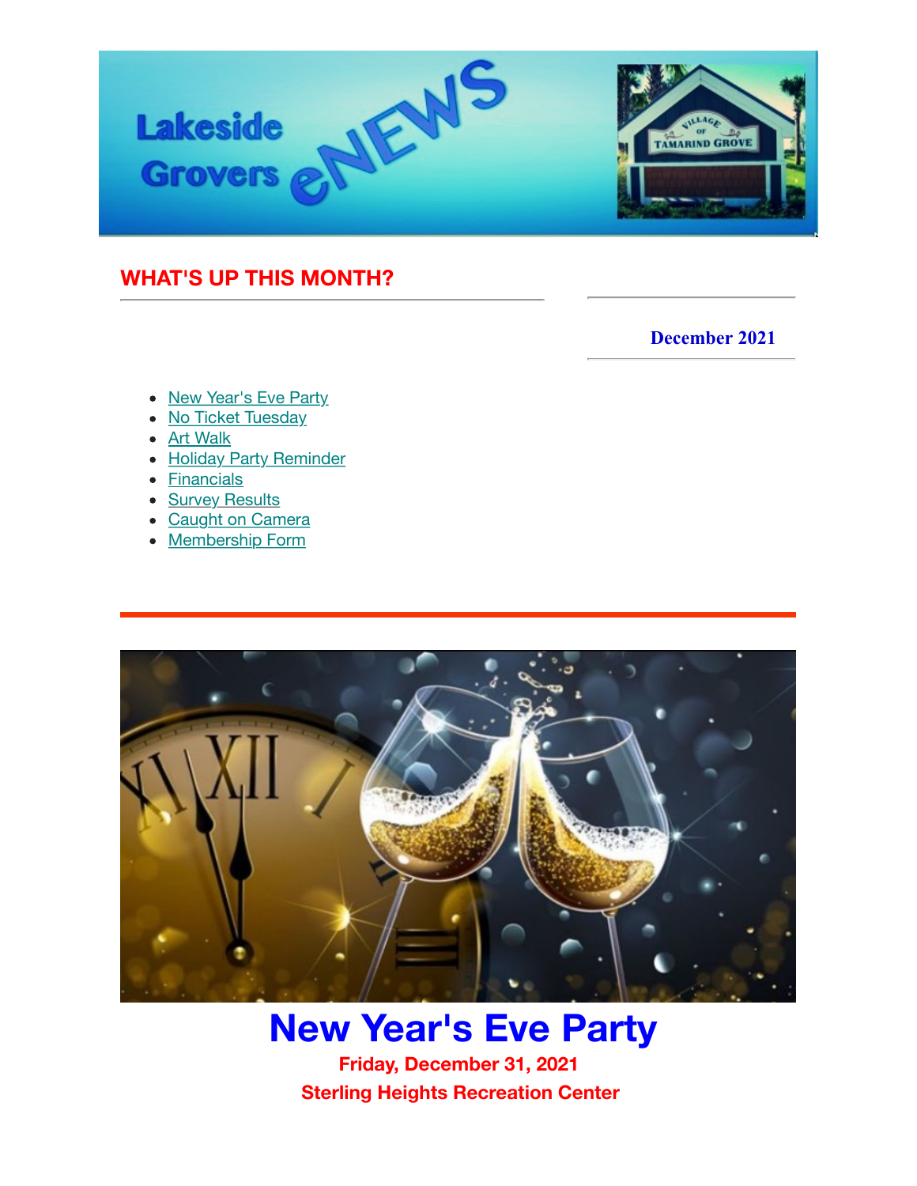# Lakeside Grovers eNEWS

VILLAGE OF TAMARIND GROVE

## WHAT'S UP THIS MONTH?

**December 2021**

- New Year's Eve Party
- No Ticket Tuesday
- Art Walk
- Holiday Party Reminder
- Financials
- Survey Results
- Caught on Camera
- Membership Form

---

# New Year's Eve Party

**Friday, December 31, 2021**

**Sterling Heights Recreation Center**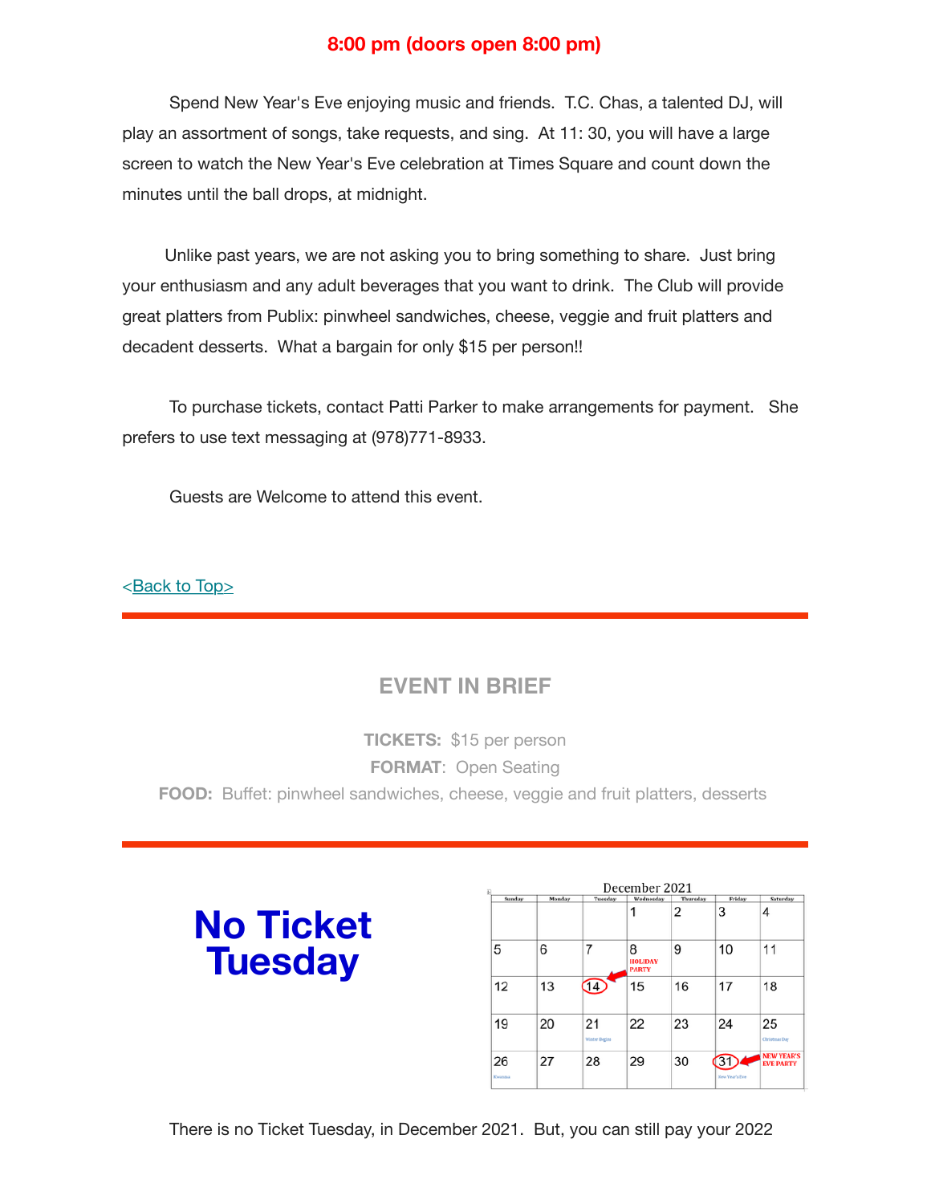**8:00 pm (doors open 8:00 pm)**

Spend New Year's Eve enjoying music and friends. T.C. Chas, a talented DJ, will play an assortment of songs, take requests, and sing. At 11: 30, you will have a large screen to watch the New Year's Eve celebration at Times Square and count down the minutes until the ball drops, at midnight.

Unlike past years, we are not asking you to bring something to share. Just bring your enthusiasm and any adult beverages that you want to drink. The Club will provide great platters from Publix: pinwheel sandwiches, cheese, veggie and fruit platters and decadent desserts. What a bargain for only $15 per person!!

To purchase tickets, contact Patti Parker to make arrangements for payment. She prefers to use text messaging at (978)771-8933.

Guests are Welcome to attend this event.

<Back to Top>

---

## EVENT IN BRIEF

**TICKETS:** $15 per person

**FORMAT**: Open Seating

**FOOD:** Buffet: pinwheel sandwiches, cheese, veggie and fruit platters, desserts

---

# No Ticket Tuesday

December 2021

| Sunday | Monday | Tuesday | Wednesday | Thursday | Friday | Saturday |
|---|---|---|---|---|---|---|
| | | | 1 | 2 | 3 | 4 |
| 5 | 6 | 7 | 8 HOLIDAY PARTY | 9 | 10 | 11 |
| 12 | 13 | 14 | 15 | 16 | 17 | 18 |
| 19 | 20 | 21 Winter Begins | 22 | 23 | 24 | 25 Christmas Day |
| 26 Kwanzaa | 27 | 28 | 29 | 30 | 31 New Year's Eve | NEW YEAR'S EVE PARTY |

There is no Ticket Tuesday, in December 2021. But, you can still pay your 2022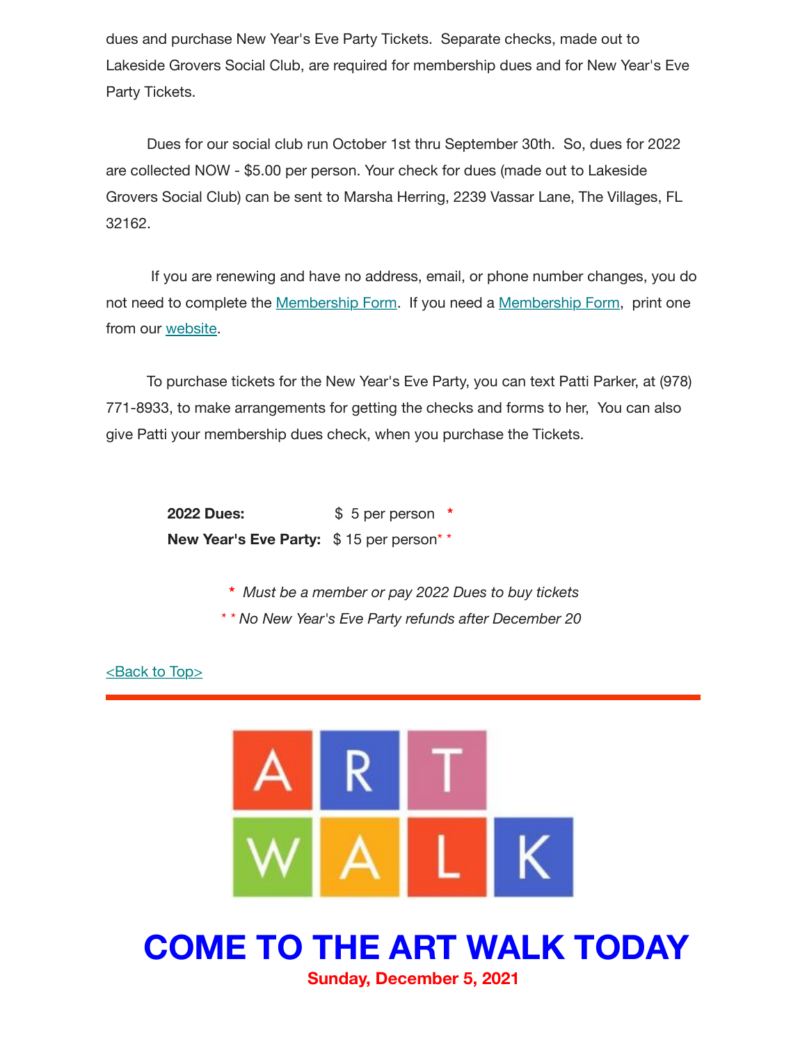dues and purchase New Year's Eve Party Tickets. Separate checks, made out to Lakeside Grovers Social Club, are required for membership dues and for New Year's Eve Party Tickets.

Dues for our social club run October 1st thru September 30th. So, dues for 2022 are collected NOW - $5.00 per person. Your check for dues (made out to Lakeside Grovers Social Club) can be sent to Marsha Herring, 2239 Vassar Lane, The Villages, FL 32162.

If you are renewing and have no address, email, or phone number changes, you do not need to complete the Membership Form. If you need a Membership Form, print one from our website.

To purchase tickets for the New Year's Eve Party, you can text Patti Parker, at (978) 771-8933, to make arrangements for getting the checks and forms to her, You can also give Patti your membership dues check, when you purchase the Tickets.

| | |
|---|---|
| **2022 Dues:** | $ 5 per person * |
| **New Year's Eve Party:** | $ 15 per person* * |

* *Must be a member or pay 2022 Dues to buy tickets*

* * *No New Year's Eve Party refunds after December 20*

<Back to Top>

---

ART WALK

# COME TO THE ART WALK TODAY

**Sunday, December 5, 2021**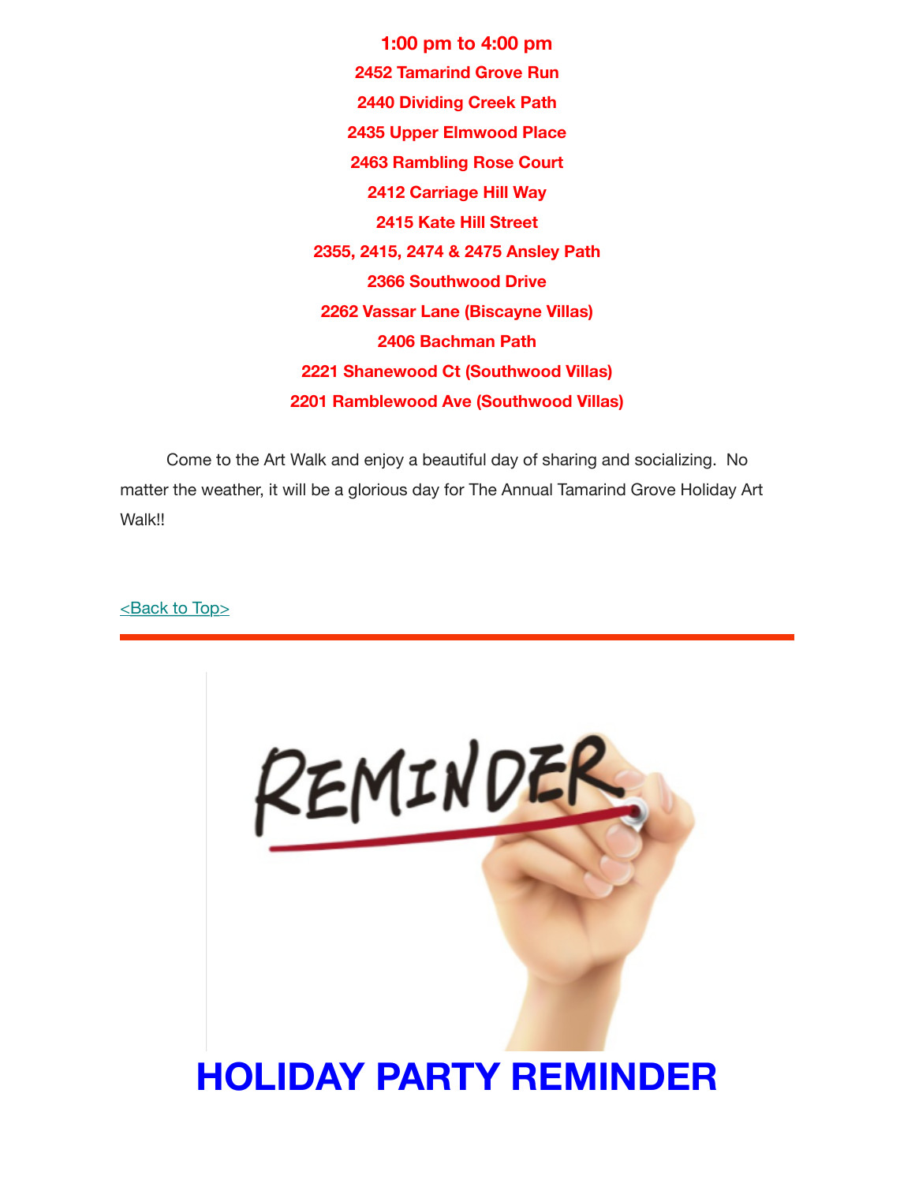**1:00 pm to 4:00 pm**

**2452 Tamarind Grove Run**

**2440 Dividing Creek Path**

**2435 Upper Elmwood Place**

**2463 Rambling Rose Court**

**2412 Carriage Hill Way**

**2415 Kate Hill Street**

**2355, 2415, 2474 & 2475 Ansley Path**

**2366 Southwood Drive**

**2262 Vassar Lane (Biscayne Villas)**

**2406 Bachman Path**

**2221 Shanewood Ct (Southwood Villas)**

**2201 Ramblewood Ave (Southwood Villas)**

Come to the Art Walk and enjoy a beautiful day of sharing and socializing. No matter the weather, it will be a glorious day for The Annual Tamarind Grove Holiday Art Walk!!

<Back to Top>

---

# HOLIDAY PARTY REMINDER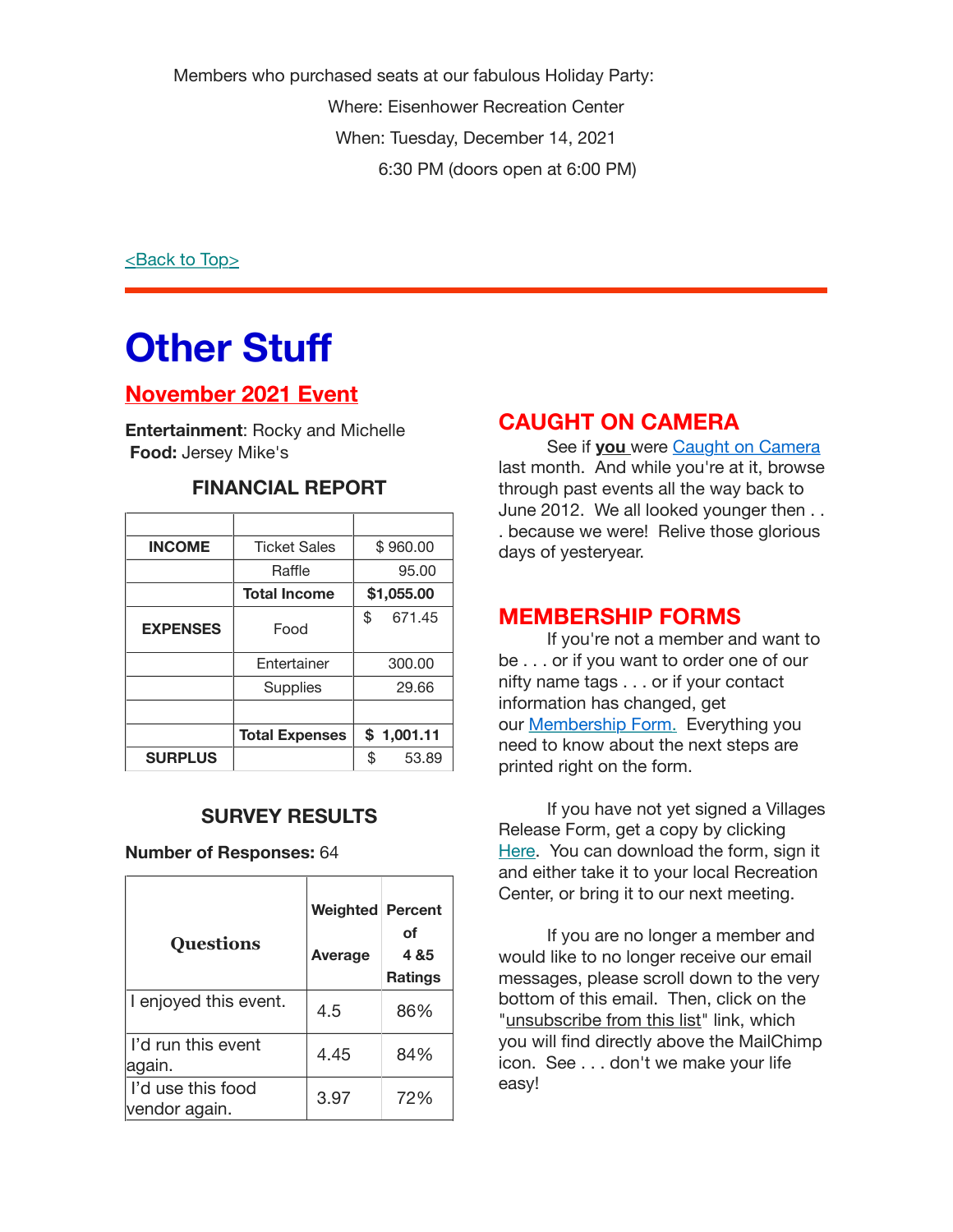Members who purchased seats at our fabulous Holiday Party:

Where: Eisenhower Recreation Center

When: Tuesday, December 14, 2021

6:30 PM (doors open at 6:00 PM)

<Back to Top>

# Other Stuff

## November 2021 Event

**Entertainment**: Rocky and Michelle
**Food:** Jersey Mike's

### FINANCIAL REPORT

| | | |
|---|---|---|
| **INCOME** | Ticket Sales | $ 960.00 |
| | Raffle | 95.00 |
| | **Total Income** | **$1,055.00** |
| **EXPENSES** | Food | $ 671.45 |
| | Entertainer | 300.00 |
| | Supplies | 29.66 |
| | | |
| | **Total Expenses** | **$ 1,001.11** |
| **SURPLUS** | | $ 53.89 |

### SURVEY RESULTS

**Number of Responses:** 64

| Questions | Weighted Average | Percent of 4 &5 Ratings |
|---|---|---|
| I enjoyed this event. | 4.5 | 86% |
| I'd run this event again. | 4.45 | 84% |
| I'd use this food vendor again. | 3.97 | 72% |

## CAUGHT ON CAMERA

See if **you** were Caught on Camera last month. And while you're at it, browse through past events all the way back to June 2012. We all looked younger then . . . because we were! Relive those glorious days of yesteryear.

## MEMBERSHIP FORMS

If you're not a member and want to be . . . or if you want to order one of our nifty name tags . . . or if your contact information has changed, get our Membership Form. Everything you need to know about the next steps are printed right on the form.

If you have not yet signed a Villages Release Form, get a copy by clicking Here. You can download the form, sign it and either take it to your local Recreation Center, or bring it to our next meeting.

If you are no longer a member and would like to no longer receive our email messages, please scroll down to the very bottom of this email. Then, click on the "unsubscribe from this list" link, which you will find directly above the MailChimp icon. See . . . don't we make your life easy!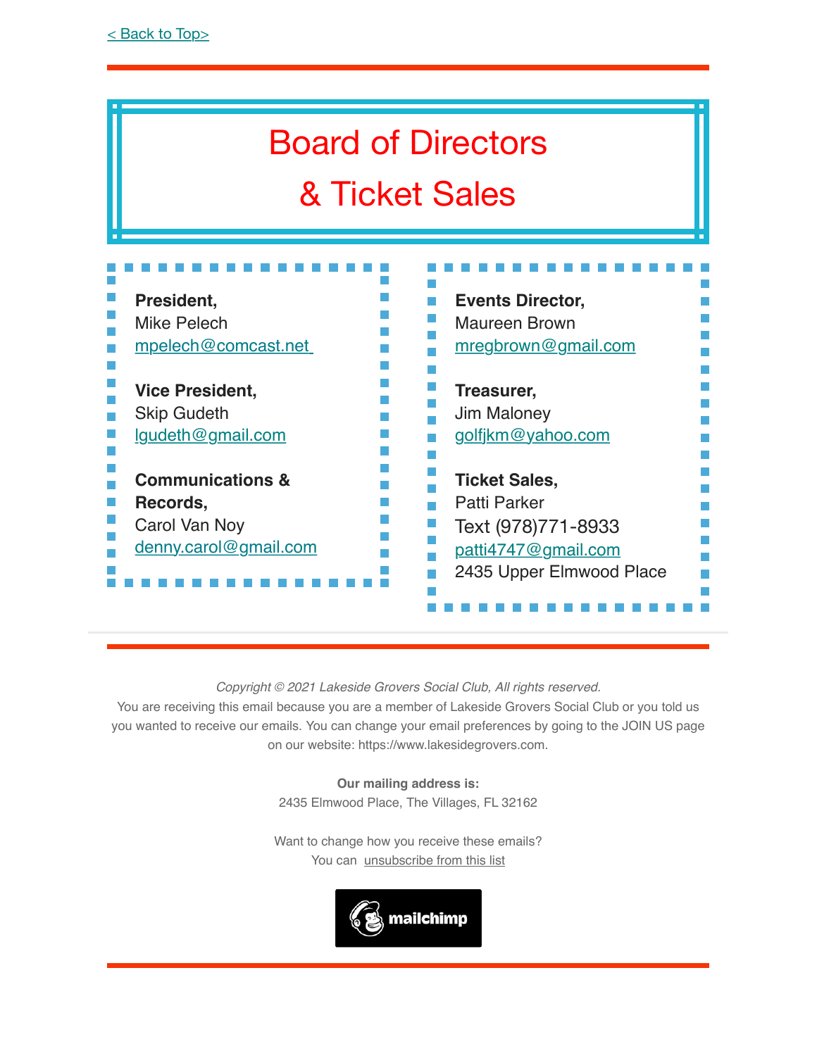< Back to Top>

# Board of Directors
# & Ticket Sales

**President,**
Mike Pelech
mpelech@comcast.net

**Vice President,**
Skip Gudeth
lgudeth@gmail.com

**Communications & Records,**
Carol Van Noy
denny.carol@gmail.com

**Events Director,**
Maureen Brown
mregbrown@gmail.com

**Treasurer,**
Jim Maloney
golfjkm@yahoo.com

**Ticket Sales,**
Patti Parker
Text (978)771-8933
patti4747@gmail.com
2435 Upper Elmwood Place

*Copyright © 2021 Lakeside Grovers Social Club, All rights reserved.*
You are receiving this email because you are a member of Lakeside Grovers Social Club or you told us you wanted to receive our emails. You can change your email preferences by going to the JOIN US page on our website: https://www.lakesidegrovers.com.

**Our mailing address is:**
2435 Elmwood Place, The Villages, FL 32162

Want to change how you receive these emails?
You can unsubscribe from this list

mailchimp